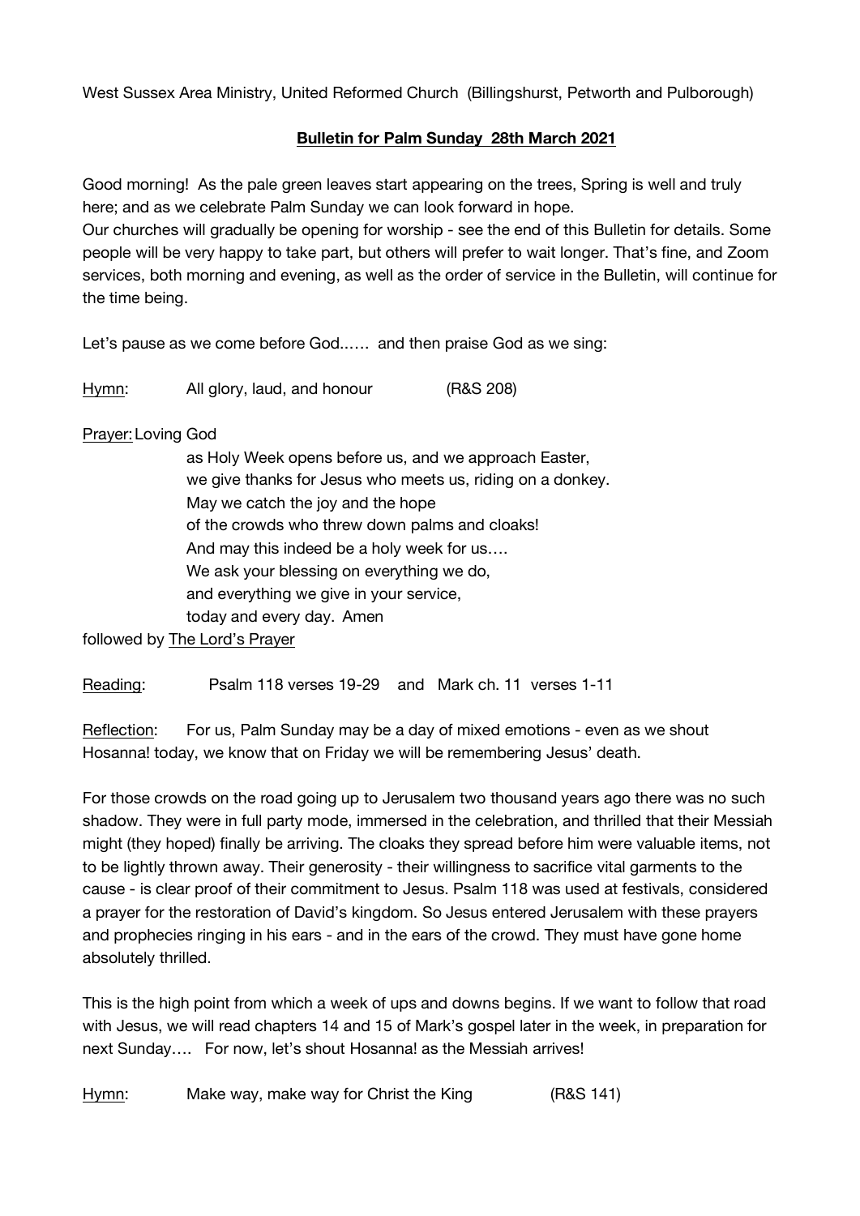West Sussex Area Ministry, United Reformed Church (Billingshurst, Petworth and Pulborough)

## Bulletin for Palm Sunday 28th March 2021

Good morning! As the pale green leaves start appearing on the trees, Spring is well and truly here; and as we celebrate Palm Sunday we can look forward in hope.
Our churches will gradually be opening for worship - see the end of this Bulletin for details. Some people will be very happy to take part, but others will prefer to wait longer. That's fine, and Zoom services, both morning and evening, as well as the order of service in the Bulletin, will continue for the time being.

Let's pause as we come before God...... and then praise God as we sing:

Hymn: All glory, laud, and honour (R&S 208)

Prayer: Loving God
as Holy Week opens before us, and we approach Easter,
we give thanks for Jesus who meets us, riding on a donkey.
May we catch the joy and the hope
of the crowds who threw down palms and cloaks!
And may this indeed be a holy week for us….
We ask your blessing on everything we do,
and everything we give in your service,
today and every day. Amen
followed by The Lord's Prayer

Reading: Psalm 118 verses 19-29 and Mark ch. 11 verses 1-11

Reflection: For us, Palm Sunday may be a day of mixed emotions - even as we shout Hosanna! today, we know that on Friday we will be remembering Jesus' death.

For those crowds on the road going up to Jerusalem two thousand years ago there was no such shadow. They were in full party mode, immersed in the celebration, and thrilled that their Messiah might (they hoped) finally be arriving. The cloaks they spread before him were valuable items, not to be lightly thrown away. Their generosity - their willingness to sacrifice vital garments to the cause - is clear proof of their commitment to Jesus. Psalm 118 was used at festivals, considered a prayer for the restoration of David's kingdom. So Jesus entered Jerusalem with these prayers and prophecies ringing in his ears - and in the ears of the crowd. They must have gone home absolutely thrilled.

This is the high point from which a week of ups and downs begins. If we want to follow that road with Jesus, we will read chapters 14 and 15 of Mark's gospel later in the week, in preparation for next Sunday…. For now, let's shout Hosanna! as the Messiah arrives!

Hymn: Make way, make way for Christ the King (R&S 141)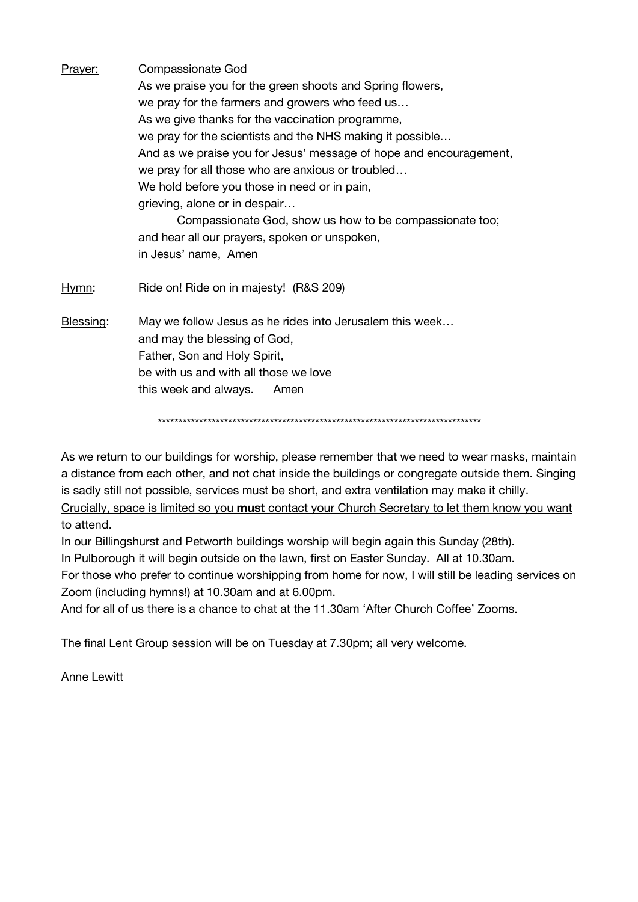<u>Prayer:</u> Compassionate God
As we praise you for the green shoots and Spring flowers,
we pray for the farmers and growers who feed us…
As we give thanks for the vaccination programme,
we pray for the scientists and the NHS making it possible…
And as we praise you for Jesus' message of hope and encouragement,
we pray for all those who are anxious or troubled…
We hold before you those in need or in pain,
grieving, alone or in despair…
Compassionate God, show us how to be compassionate too;
and hear all our prayers, spoken or unspoken,
in Jesus' name, Amen

<u>Hymn</u>: Ride on! Ride on in majesty! (R&S 209)

<u>Blessing</u>: May we follow Jesus as he rides into Jerusalem this week…
and may the blessing of God,
Father, Son and Holy Spirit,
be with us and with all those we love
this week and always. Amen

*******************************************************************************

As we return to our buildings for worship, please remember that we need to wear masks, maintain a distance from each other, and not chat inside the buildings or congregate outside them. Singing is sadly still not possible, services must be short, and extra ventilation may make it chilly.
<u>Crucially, space is limited so you **must** contact your Church Secretary to let them know you want to attend</u>.
In our Billingshurst and Petworth buildings worship will begin again this Sunday (28th).
In Pulborough it will begin outside on the lawn, first on Easter Sunday. All at 10.30am.
For those who prefer to continue worshipping from home for now, I will still be leading services on Zoom (including hymns!) at 10.30am and at 6.00pm.
And for all of us there is a chance to chat at the 11.30am 'After Church Coffee' Zooms.

The final Lent Group session will be on Tuesday at 7.30pm; all very welcome.

Anne Lewitt